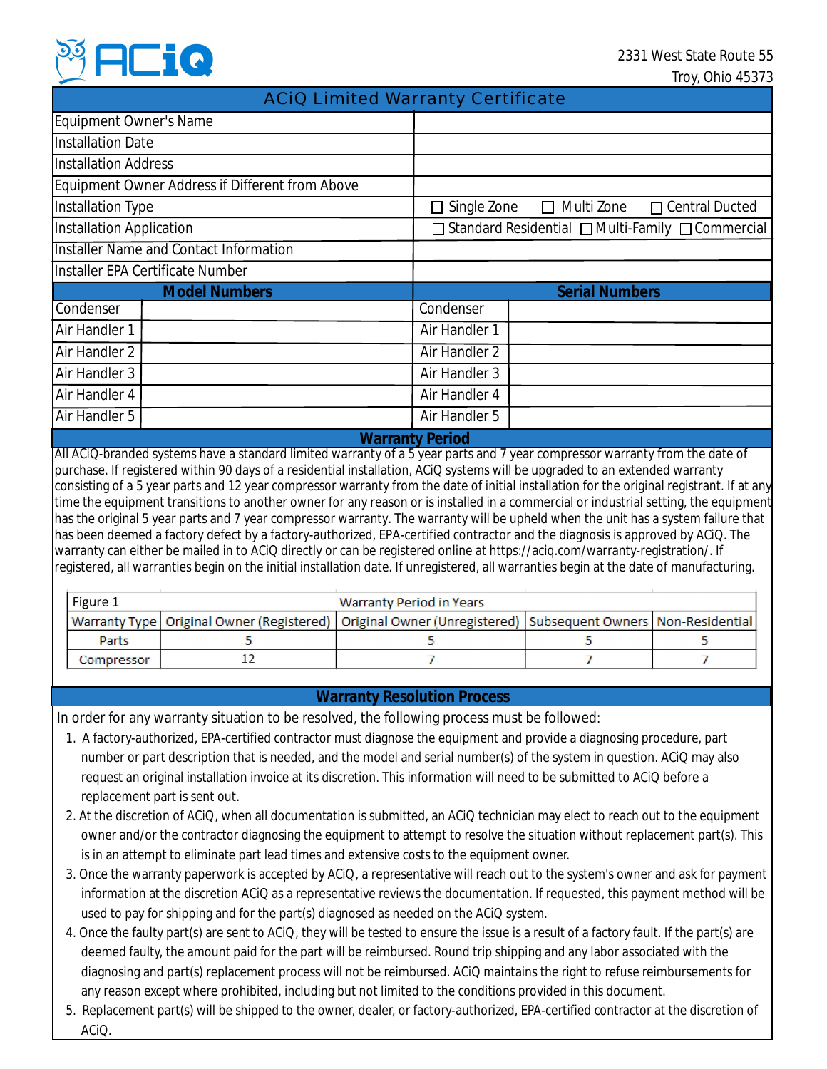ACiQ

2331 West State Route 55
Troy, Ohio 45373

# ACiQ Limited Warranty Certificate

| | |
|---|---|
| Equipment Owner's Name | |
| Installation Date | |
| Installation Address | |
| Equipment Owner Address if Different from Above | |
| Installation Type | ☐ Single Zone ☐ Multi Zone ☐ Central Ducted |
| Installation Application | ☐ Standard Residential ☐ Multi-Family ☐ Commercial |
| Installer Name and Contact Information | |
| Installer EPA Certificate Number | |

| **Model Numbers** | | **Serial Numbers** | |
|---|---|---|---|
| Condenser | | Condenser | |
| Air Handler 1 | | Air Handler 1 | |
| Air Handler 2 | | Air Handler 2 | |
| Air Handler 3 | | Air Handler 3 | |
| Air Handler 4 | | Air Handler 4 | |
| Air Handler 5 | | Air Handler 5 | |

## Warranty Period

All ACiQ-branded systems have a standard limited warranty of a 5 year parts and 7 year compressor warranty from the date of purchase. If registered within 90 days of a residential installation, ACiQ systems will be upgraded to an extended warranty consisting of a 5 year parts and 12 year compressor warranty from the date of initial installation for the original registrant. If at any time the equipment transitions to another owner for any reason or is installed in a commercial or industrial setting, the equipment has the original 5 year parts and 7 year compressor warranty. The warranty will be upheld when the unit has a system failure that has been deemed a factory defect by a factory-authorized, EPA-certified contractor and the diagnosis is approved by ACiQ. The warranty can either be mailed in to ACiQ directly or can be registered online at https://aciq.com/warranty-registration/. If registered, all warranties begin on the initial installation date. If unregistered, all warranties begin at the date of manufacturing.

| Figure 1 | Warranty Period in Years | | | |
|---|---|---|---|---|
| Warranty Type | Original Owner (Registered) | Original Owner (Unregistered) | Subsequent Owners | Non-Residential |
| Parts | 5 | 5 | 5 | 5 |
| Compressor | 12 | 7 | 7 | 7 |

## Warranty Resolution Process

In order for any warranty situation to be resolved, the following process must be followed:

1. A factory-authorized, EPA-certified contractor must diagnose the equipment and provide a diagnosing procedure, part number or part description that is needed, and the model and serial number(s) of the system in question. ACiQ may also request an original installation invoice at its discretion. This information will need to be submitted to ACiQ before a replacement part is sent out.
2. At the discretion of ACiQ, when all documentation is submitted, an ACiQ technician may elect to reach out to the equipment owner and/or the contractor diagnosing the equipment to attempt to resolve the situation without replacement part(s). This is in an attempt to eliminate part lead times and extensive costs to the equipment owner.
3. Once the warranty paperwork is accepted by ACiQ, a representative will reach out to the system's owner and ask for payment information at the discretion ACiQ as a representative reviews the documentation. If requested, this payment method will be used to pay for shipping and for the part(s) diagnosed as needed on the ACiQ system.
4. Once the faulty part(s) are sent to ACiQ, they will be tested to ensure the issue is a result of a factory fault. If the part(s) are deemed faulty, the amount paid for the part will be reimbursed. Round trip shipping and any labor associated with the diagnosing and part(s) replacement process will not be reimbursed. ACiQ maintains the right to refuse reimbursements for any reason except where prohibited, including but not limited to the conditions provided in this document.
5. Replacement part(s) will be shipped to the owner, dealer, or factory-authorized, EPA-certified contractor at the discretion of ACiQ.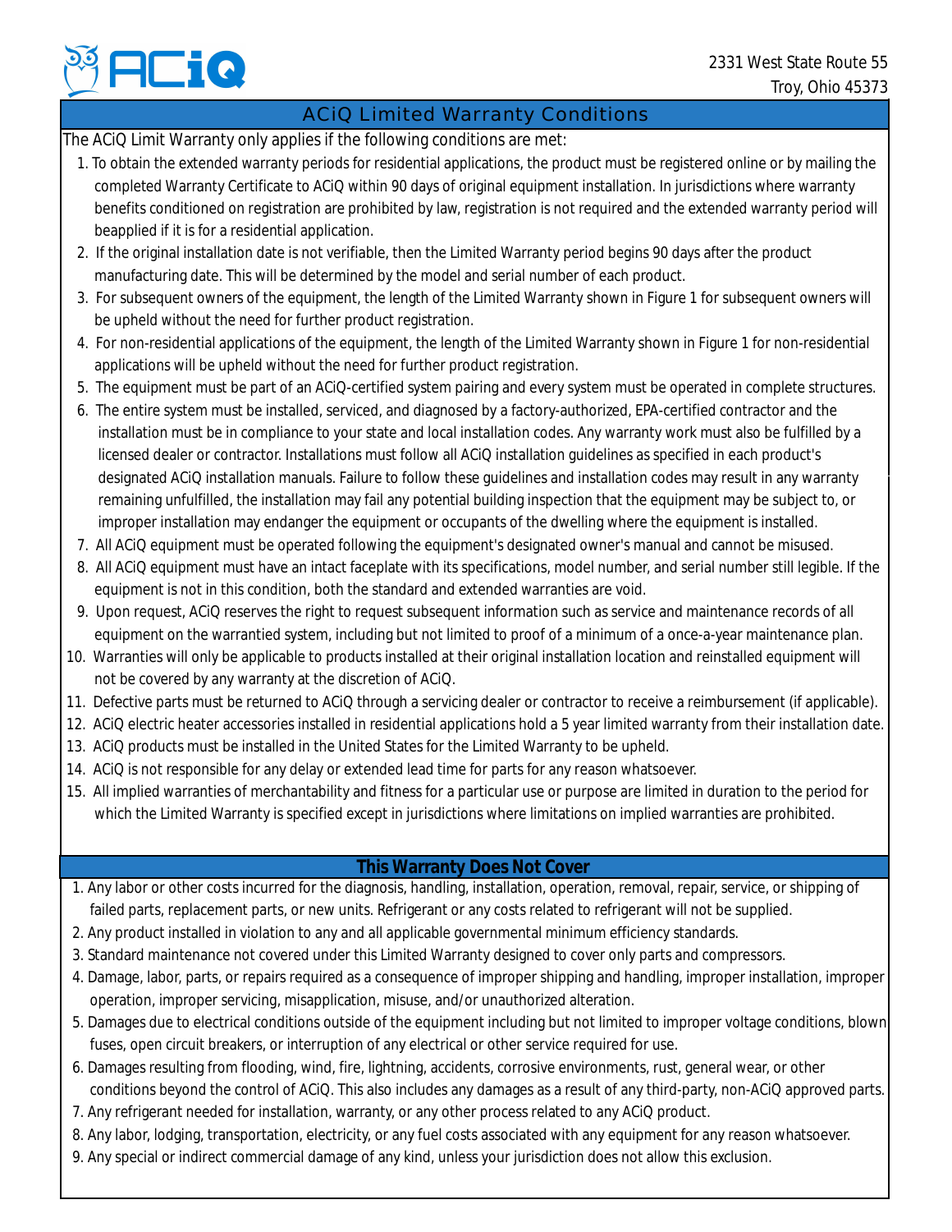ACiQ

2331 West State Route 55
Troy, Ohio 45373

## ACiQ Limited Warranty Conditions

The ACiQ Limit Warranty only applies if the following conditions are met:

1. To obtain the extended warranty periods for residential applications, the product must be registered online or by mailing the completed Warranty Certificate to ACiQ within 90 days of original equipment installation. In jurisdictions where warranty benefits conditioned on registration are prohibited by law, registration is not required and the extended warranty period will beapplied if it is for a residential application.
2. If the original installation date is not verifiable, then the Limited Warranty period begins 90 days after the product manufacturing date. This will be determined by the model and serial number of each product.
3. For subsequent owners of the equipment, the length of the Limited Warranty shown in Figure 1 for subsequent owners will be upheld without the need for further product registration.
4. For non-residential applications of the equipment, the length of the Limited Warranty shown in Figure 1 for non-residential applications will be upheld without the need for further product registration.
5. The equipment must be part of an ACiQ-certified system pairing and every system must be operated in complete structures.
6. The entire system must be installed, serviced, and diagnosed by a factory-authorized, EPA-certified contractor and the installation must be in compliance to your state and local installation codes. Any warranty work must also be fulfilled by a licensed dealer or contractor. Installations must follow all ACiQ installation guidelines as specified in each product's designated ACiQ installation manuals. Failure to follow these guidelines and installation codes may result in any warranty remaining unfulfilled, the installation may fail any potential building inspection that the equipment may be subject to, or improper installation may endanger the equipment or occupants of the dwelling where the equipment is installed.
7. All ACiQ equipment must be operated following the equipment's designated owner's manual and cannot be misused.
8. All ACiQ equipment must have an intact faceplate with its specifications, model number, and serial number still legible. If the equipment is not in this condition, both the standard and extended warranties are void.
9. Upon request, ACiQ reserves the right to request subsequent information such as service and maintenance records of all equipment on the warrantied system, including but not limited to proof of a minimum of a once-a-year maintenance plan.
10. Warranties will only be applicable to products installed at their original installation location and reinstalled equipment will not be covered by any warranty at the discretion of ACiQ.
11. Defective parts must be returned to ACiQ through a servicing dealer or contractor to receive a reimbursement (if applicable).
12. ACiQ electric heater accessories installed in residential applications hold a 5 year limited warranty from their installation date.
13. ACiQ products must be installed in the United States for the Limited Warranty to be upheld.
14. ACiQ is not responsible for any delay or extended lead time for parts for any reason whatsoever.
15. All implied warranties of merchantability and fitness for a particular use or purpose are limited in duration to the period for which the Limited Warranty is specified except in jurisdictions where limitations on implied warranties are prohibited.

## This Warranty Does Not Cover

1. Any labor or other costs incurred for the diagnosis, handling, installation, operation, removal, repair, service, or shipping of failed parts, replacement parts, or new units. Refrigerant or any costs related to refrigerant will not be supplied.
2. Any product installed in violation to any and all applicable governmental minimum efficiency standards.
3. Standard maintenance not covered under this Limited Warranty designed to cover only parts and compressors.
4. Damage, labor, parts, or repairs required as a consequence of improper shipping and handling, improper installation, improper operation, improper servicing, misapplication, misuse, and/or unauthorized alteration.
5. Damages due to electrical conditions outside of the equipment including but not limited to improper voltage conditions, blown fuses, open circuit breakers, or interruption of any electrical or other service required for use.
6. Damages resulting from flooding, wind, fire, lightning, accidents, corrosive environments, rust, general wear, or other conditions beyond the control of ACiQ. This also includes any damages as a result of any third-party, non-ACiQ approved parts.
7. Any refrigerant needed for installation, warranty, or any other process related to any ACiQ product.
8. Any labor, lodging, transportation, electricity, or any fuel costs associated with any equipment for any reason whatsoever.
9. Any special or indirect commercial damage of any kind, unless your jurisdiction does not allow this exclusion.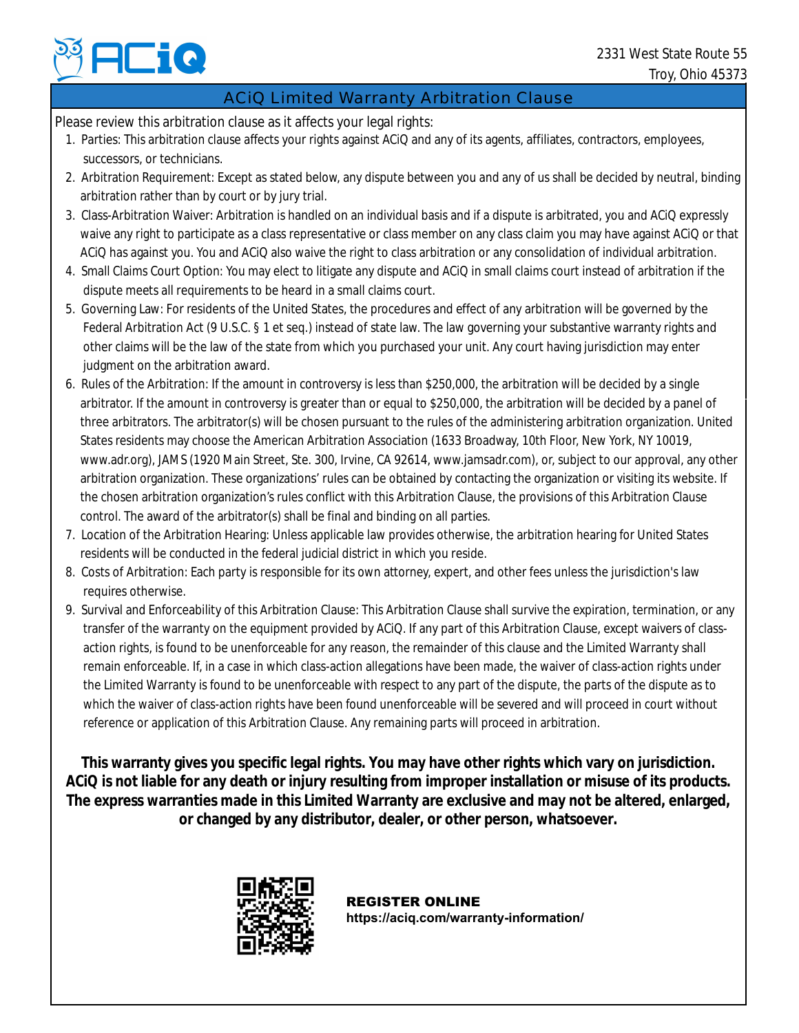2331 West State Route 55
Troy, Ohio 45373

# ACiQ Limited Warranty Arbitration Clause

Please review this arbitration clause as it affects your legal rights:

1. Parties: This arbitration clause affects your rights against ACiQ and any of its agents, affiliates, contractors, employees, successors, or technicians.
2. Arbitration Requirement: Except as stated below, any dispute between you and any of us shall be decided by neutral, binding arbitration rather than by court or by jury trial.
3. Class-Arbitration Waiver: Arbitration is handled on an individual basis and if a dispute is arbitrated, you and ACiQ expressly waive any right to participate as a class representative or class member on any class claim you may have against ACiQ or that ACiQ has against you. You and ACiQ also waive the right to class arbitration or any consolidation of individual arbitration.
4. Small Claims Court Option: You may elect to litigate any dispute and ACiQ in small claims court instead of arbitration if the dispute meets all requirements to be heard in a small claims court.
5. Governing Law: For residents of the United States, the procedures and effect of any arbitration will be governed by the Federal Arbitration Act (9 U.S.C. § 1 et seq.) instead of state law. The law governing your substantive warranty rights and other claims will be the law of the state from which you purchased your unit. Any court having jurisdiction may enter judgment on the arbitration award.
6. Rules of the Arbitration: If the amount in controversy is less than $250,000, the arbitration will be decided by a single arbitrator. If the amount in controversy is greater than or equal to $250,000, the arbitration will be decided by a panel of three arbitrators. The arbitrator(s) will be chosen pursuant to the rules of the administering arbitration organization. United States residents may choose the American Arbitration Association (1633 Broadway, 10th Floor, New York, NY 10019, www.adr.org), JAMS (1920 Main Street, Ste. 300, Irvine, CA 92614, www.jamsadr.com), or, subject to our approval, any other arbitration organization. These organizations' rules can be obtained by contacting the organization or visiting its website. If the chosen arbitration organization's rules conflict with this Arbitration Clause, the provisions of this Arbitration Clause control. The award of the arbitrator(s) shall be final and binding on all parties.
7. Location of the Arbitration Hearing: Unless applicable law provides otherwise, the arbitration hearing for United States residents will be conducted in the federal judicial district in which you reside.
8. Costs of Arbitration: Each party is responsible for its own attorney, expert, and other fees unless the jurisdiction's law requires otherwise.
9. Survival and Enforceability of this Arbitration Clause: This Arbitration Clause shall survive the expiration, termination, or any transfer of the warranty on the equipment provided by ACiQ. If any part of this Arbitration Clause, except waivers of class-action rights, is found to be unenforceable for any reason, the remainder of this clause and the Limited Warranty shall remain enforceable. If, in a case in which class-action allegations have been made, the waiver of class-action rights under the Limited Warranty is found to be unenforceable with respect to any part of the dispute, the parts of the dispute as to which the waiver of class-action rights have been found unenforceable will be severed and will proceed in court without reference or application of this Arbitration Clause. Any remaining parts will proceed in arbitration.

**This warranty gives you specific legal rights. You may have other rights which vary on jurisdiction. ACiQ is not liable for any death or injury resulting from improper installation or misuse of its products. The express warranties made in this Limited Warranty are exclusive and may not be altered, enlarged, or changed by any distributor, dealer, or other person, whatsoever.**

**REGISTER ONLINE**
**https://aciq.com/warranty-information/**